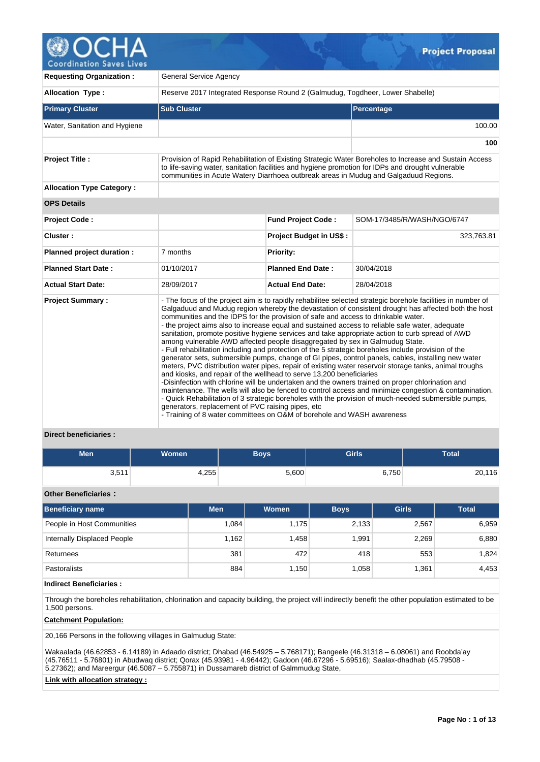# Project Proposal

| | | | |
|---|---|---|---|
| **Requesting Organization :** | General Service Agency | | |
| **Allocation Type :** | Reserve 2017 Integrated Response Round 2 (Galmudug, Togdheer, Lower Shabelle) | | |

| Primary Cluster | Sub Cluster | Percentage |
|---|---|---|
| Water, Sanitation and Hygiene | | 100.00 |
| | | **100** |

| | |
|---|---|
| **Project Title :** | Provision of Rapid Rehabilitation of Existing Strategic Water Boreholes to Increase and Sustain Access to life-saving water, sanitation facilities and hygiene promotion for IDPs and drought vulnerable communities in Acute Watery Diarrhoea outbreak areas in Mudug and Galgaduud Regions. |
| **Allocation Type Category :** | |

**OPS Details**

| | | | |
|---|---|---|---|
| **Project Code :** | | **Fund Project Code :** | SOM-17/3485/R/WASH/NGO/6747 |
| **Cluster :** | | **Project Budget in US$ :** | 323,763.81 |
| **Planned project duration :** | 7 months | **Priority:** | |
| **Planned Start Date :** | 01/10/2017 | **Planned End Date :** | 30/04/2018 |
| **Actual Start Date:** | 28/09/2017 | **Actual End Date:** | 28/04/2018 |

**Project Summary :**

- The focus of the project aim is to rapidly rehabilitee selected strategic borehole facilities in number of Galgaduud and Mudug region whereby the devastation of consistent drought has affected both the host communities and the IDPS for the provision of safe and access to drinkable water.
- the project aims also to increase equal and sustained access to reliable safe water, adequate sanitation, promote positive hygiene services and take appropriate action to curb spread of AWD among vulnerable AWD affected people disaggregated by sex in Galmudug State.
- Full rehabilitation including and protection of the 5 strategic boreholes include provision of the generator sets, submersible pumps, change of GI pipes, control panels, cables, installing new water meters, PVC distribution water pipes, repair of existing water reservoir storage tanks, animal troughs and kiosks, and repair of the wellhead to serve 13,200 beneficiaries
-Disinfection with chlorine will be undertaken and the owners trained on proper chlorination and maintenance. The wells will also be fenced to control access and minimize congestion & contamination.
- Quick Rehabilitation of 3 strategic boreholes with the provision of much-needed submersible pumps, generators, replacement of PVC raising pipes, etc
- Training of 8 water committees on O&M of borehole and WASH awareness

**Direct beneficiaries :**

| Men | Women | Boys | Girls | Total |
|---|---|---|---|---|
| 3,511 | 4,255 | 5,600 | 6,750 | 20,116 |

**Other Beneficiaries :**

| Beneficiary name | Men | Women | Boys | Girls | Total |
|---|---|---|---|---|---|
| People in Host Communities | 1,084 | 1,175 | 2,133 | 2,567 | 6,959 |
| Internally Displaced People | 1,162 | 1,458 | 1,991 | 2,269 | 6,880 |
| Returnees | 381 | 472 | 418 | 553 | 1,824 |
| Pastoralists | 884 | 1,150 | 1,058 | 1,361 | 4,453 |

**Indirect Beneficiaries :**

Through the boreholes rehabilitation, chlorination and capacity building, the project will indirectly benefit the other population estimated to be 1,500 persons.

**Catchment Population:**

20,166 Persons in the following villages in Galmudug State:

Wakaalada (46.62853 - 6.14189) in Adaado district; Dhabad (46.54925 – 5.768171); Bangeele (46.31318 – 6.08061) and Roobda'ay (45.76511 - 5.76801) in Abudwaq district; Qorax (45.93981 - 4.96442); Gadoon (46.67296 - 5.69516); Saalax-dhadhab (45.79508 - 5.27362); and Mareergur (46.5087 – 5.755871) in Dussamareb district of Galmmudug State,

**Link with allocation strategy :**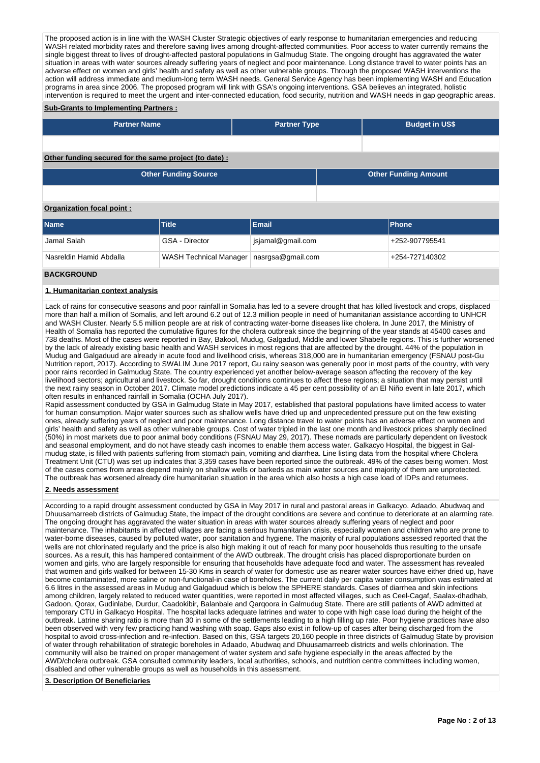The proposed action is in line with the WASH Cluster Strategic objectives of early response to humanitarian emergencies and reducing WASH related morbidity rates and therefore saving lives among drought-affected communities. Poor access to water currently remains the single biggest threat to lives of drought-affected pastoral populations in Galmudug State. The ongoing drought has aggravated the water situation in areas with water sources already suffering years of neglect and poor maintenance. Long distance travel to water points has an adverse effect on women and girls' health and safety as well as other vulnerable groups. Through the proposed WASH interventions the action will address immediate and medium-long term WASH needs. General Service Agency has been implementing WASH and Education programs in area since 2006. The proposed program will link with GSA's ongoing interventions. GSA believes an integrated, holistic intervention is required to meet the urgent and inter-connected education, food security, nutrition and WASH needs in gap geographic areas.

**Sub-Grants to Implementing Partners :**

| Partner Name | Partner Type | Budget in US$ |
|---|---|---|
| | | |

**Other funding secured for the same project (to date) :**

| Other Funding Source | Other Funding Amount |
|---|---|
| | |

**Organization focal point :**

| Name | Title | Email | Phone |
|---|---|---|---|
| Jamal Salah | GSA - Director | jsjamal@gmail.com | +252-907795541 |
| Nasreldin Hamid Abdalla | WASH Technical Manager | nasrgsa@gmail.com | +254-727140302 |

## BACKGROUND

### 1. Humanitarian context analysis

Lack of rains for consecutive seasons and poor rainfall in Somalia has led to a severe drought that has killed livestock and crops, displaced more than half a million of Somalis, and left around 6.2 out of 12.3 million people in need of humanitarian assistance according to UNHCR and WASH Cluster. Nearly 5.5 million people are at risk of contracting water-borne diseases like cholera. In June 2017, the Ministry of Health of Somalia has reported the cumulative figures for the cholera outbreak since the beginning of the year stands at 45400 cases and 738 deaths. Most of the cases were reported in Bay, Bakool, Mudug, Galgadud, Middle and lower Shabelle regions. This is further worsened by the lack of already existing basic health and WASH services in most regions that are affected by the drought. 44% of the population in Mudug and Galgaduud are already in acute food and livelihood crisis, whereas 318,000 are in humanitarian emergency (FSNAU post-Gu Nutrition report, 2017). According to SWALIM June 2017 report, Gu rainy season was generally poor in most parts of the country, with very poor rains recorded in Galmudug State. The country experienced yet another below-average season affecting the recovery of the key livelihood sectors; agricultural and livestock. So far, drought conditions continues to affect these regions; a situation that may persist until the next rainy season in October 2017. Climate model predictions indicate a 45 per cent possibility of an El Niño event in late 2017, which often results in enhanced rainfall in Somalia (OCHA July 2017).
Rapid assessment conducted by GSA in Galmudug State in May 2017, established that pastoral populations have limited access to water for human consumption. Major water sources such as shallow wells have dried up and unprecedented pressure put on the few existing ones, already suffering years of neglect and poor maintenance. Long distance travel to water points has an adverse effect on women and girls' health and safety as well as other vulnerable groups. Cost of water tripled in the last one month and livestock prices sharply declined (50%) in most markets due to poor animal body conditions (FSNAU May 29, 2017). These nomads are particularly dependent on livestock and seasonal employment, and do not have steady cash incomes to enable them access water. Galkacyo Hospital, the biggest in Gal-mudug state, is filled with patients suffering from stomach pain, vomiting and diarrhea. Line listing data from the hospital where Cholera Treatment Unit (CTU) was set up indicates that 3,359 cases have been reported since the outbreak. 49% of the cases being women. Most of the cases comes from areas depend mainly on shallow wells or barkeds as main water sources and majority of them are unprotected. The outbreak has worsened already dire humanitarian situation in the area which also hosts a high case load of IDPs and returnees.

### 2. Needs assessment

According to a rapid drought assessment conducted by GSA in May 2017 in rural and pastoral areas in Galkacyo. Adaado, Abudwaq and Dhuusamarreeb districts of Galmudug State, the impact of the drought conditions are severe and continue to deteriorate at an alarming rate. The ongoing drought has aggravated the water situation in areas with water sources already suffering years of neglect and poor maintenance. The inhabitants in affected villages are facing a serious humanitarian crisis, especially women and children who are prone to water-borne diseases, caused by polluted water, poor sanitation and hygiene. The majority of rural populations assessed reported that the wells are not chlorinated regularly and the price is also high making it out of reach for many poor households thus resulting to the unsafe sources. As a result, this has hampered containment of the AWD outbreak. The drought crisis has placed disproportionate burden on women and girls, who are largely responsible for ensuring that households have adequate food and water. The assessment has revealed that women and girls walked for between 15-30 Kms in search of water for domestic use as nearer water sources have either dried up, have become contaminated, more saline or non-functional-in case of boreholes. The current daily per capita water consumption was estimated at 6.6 litres in the assessed areas in Mudug and Galgaduud which is below the SPHERE standards. Cases of diarrhea and skin infections among children, largely related to reduced water quantities, were reported in most affected villages, such as Ceel-Cagaf, Saalax-dhadhab, Gadoon, Qorax, Gudinlabe, Durdur, Caadokibir, Balanbale and Qarqoora in Galmudug State. There are still patients of AWD admitted at temporary CTU in Galkacyo Hospital. The hospital lacks adequate latrines and water to cope with high case load during the height of the outbreak. Latrine sharing ratio is more than 30 in some of the settlements leading to a high filling up rate. Poor hygiene practices have also been observed with very few practicing hand washing with soap. Gaps also exist in follow-up of cases after being discharged from the hospital to avoid cross-infection and re-infection. Based on this, GSA targets 20,160 people in three districts of Galmudug State by provision of water through rehabilitation of strategic boreholes in Adaado, Abudwaq and Dhuusamarreeb districts and wells chlorination. The community will also be trained on proper management of water system and safe hygiene especially in the areas affected by the AWD/cholera outbreak. GSA consulted community leaders, local authorities, schools, and nutrition centre committees including women, disabled and other vulnerable groups as well as households in this assessment.

### 3. Description Of Beneficiaries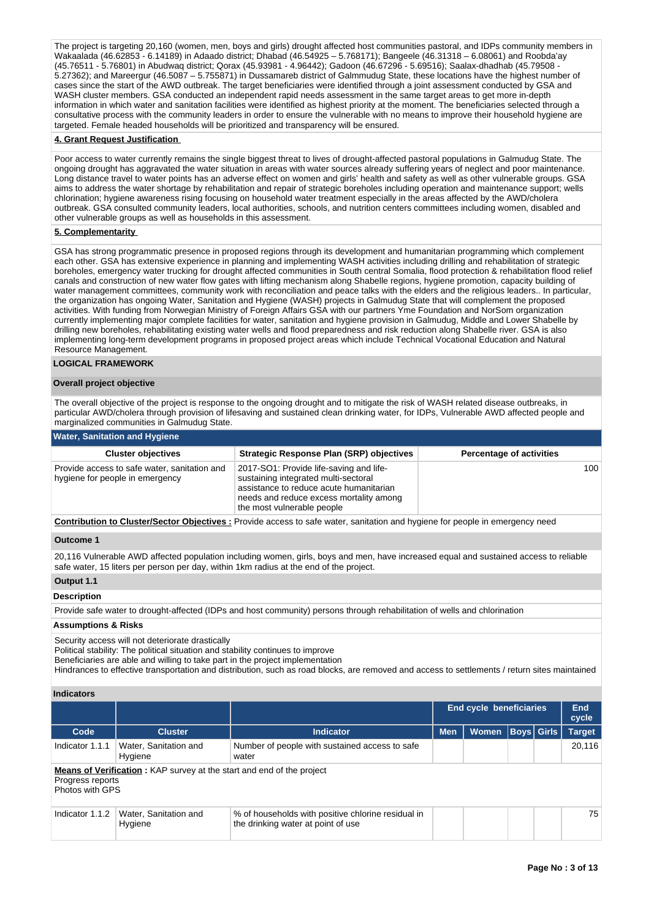The project is targeting 20,160 (women, men, boys and girls) drought affected host communities pastoral, and IDPs community members in Wakaalada (46.62853 - 6.14189) in Adaado district; Dhabad (46.54925 – 5.768171); Bangeele (46.31318 – 6.08061) and Roobda'ay (45.76511 - 5.76801) in Abudwaq district; Qorax (45.93981 - 4.96442); Gadoon (46.67296 - 5.69516); Saalax-dhadhab (45.79508 - 5.27362); and Mareergur (46.5087 – 5.755871) in Dussamareb district of Galmmudug State, these locations have the highest number of cases since the start of the AWD outbreak. The target beneficiaries were identified through a joint assessment conducted by GSA and WASH cluster members. GSA conducted an independent rapid needs assessment in the same target areas to get more in-depth information in which water and sanitation facilities were identified as highest priority at the moment. The beneficiaries selected through a consultative process with the community leaders in order to ensure the vulnerable with no means to improve their household hygiene are targeted. Female headed households will be prioritized and transparency will be ensured.

**4. Grant Request Justification**

Poor access to water currently remains the single biggest threat to lives of drought-affected pastoral populations in Galmudug State. The ongoing drought has aggravated the water situation in areas with water sources already suffering years of neglect and poor maintenance. Long distance travel to water points has an adverse effect on women and girls' health and safety as well as other vulnerable groups. GSA aims to address the water shortage by rehabilitation and repair of strategic boreholes including operation and maintenance support; wells chlorination; hygiene awareness rising focusing on household water treatment especially in the areas affected by the AWD/cholera outbreak. GSA consulted community leaders, local authorities, schools, and nutrition centers committees including women, disabled and other vulnerable groups as well as households in this assessment.

**5. Complementarity**

GSA has strong programmatic presence in proposed regions through its development and humanitarian programming which complement each other. GSA has extensive experience in planning and implementing WASH activities including drilling and rehabilitation of strategic boreholes, emergency water trucking for drought affected communities in South central Somalia, flood protection & rehabilitation flood relief canals and construction of new water flow gates with lifting mechanism along Shabelle regions, hygiene promotion, capacity building of water management committees, community work with reconciliation and peace talks with the elders and the religious leaders.. In particular, the organization has ongoing Water, Sanitation and Hygiene (WASH) projects in Galmudug State that will complement the proposed activities. With funding from Norwegian Ministry of Foreign Affairs GSA with our partners Yme Foundation and NorSom organization currently implementing major complete facilities for water, sanitation and hygiene provision in Galmudug, Middle and Lower Shabelle by drilling new boreholes, rehabilitating existing water wells and flood preparedness and risk reduction along Shabelle river. GSA is also implementing long-term development programs in proposed project areas which include Technical Vocational Education and Natural Resource Management.

## LOGICAL FRAMEWORK

**Overall project objective**

The overall objective of the project is response to the ongoing drought and to mitigate the risk of WASH related disease outbreaks, in particular AWD/cholera through provision of lifesaving and sustained clean drinking water, for IDPs, Vulnerable AWD affected people and marginalized communities in Galmudug State.

**Water, Sanitation and Hygiene**

| Cluster objectives | Strategic Response Plan (SRP) objectives | Percentage of activities |
|---|---|---|
| Provide access to safe water, sanitation and hygiene for people in emergency | 2017-SO1: Provide life-saving and life-sustaining integrated multi-sectoral assistance to reduce acute humanitarian needs and reduce excess mortality among the most vulnerable people | 100 |

**Contribution to Cluster/Sector Objectives :** Provide access to safe water, sanitation and hygiene for people in emergency need

**Outcome 1**

20,116 Vulnerable AWD affected population including women, girls, boys and men, have increased equal and sustained access to reliable safe water, 15 liters per person per day, within 1km radius at the end of the project.

**Output 1.1**

**Description**

Provide safe water to drought-affected (IDPs and host community) persons through rehabilitation of wells and chlorination

**Assumptions & Risks**

Security access will not deteriorate drastically
Political stability: The political situation and stability continues to improve
Beneficiaries are able and willing to take part in the project implementation
Hindrances to effective transportation and distribution, such as road blocks, are removed and access to settlements / return sites maintained

**Indicators**

| | | | End cycle beneficiaries | | | | End cycle |
|---|---|---|---|---|---|---|---|
| Code | Cluster | Indicator | Men | Women | Boys | Girls | Target |
| Indicator 1.1.1 | Water, Sanitation and Hygiene | Number of people with sustained access to safe water | | | | | 20,116 |
| Indicator 1.1.2 | Water, Sanitation and Hygiene | % of households with positive chlorine residual in the drinking water at point of use | | | | | 75 |

**Means of Verification** (Indicator 1.1.1) **:** KAP survey at the start and end of the project
Progress reports
Photos with GPS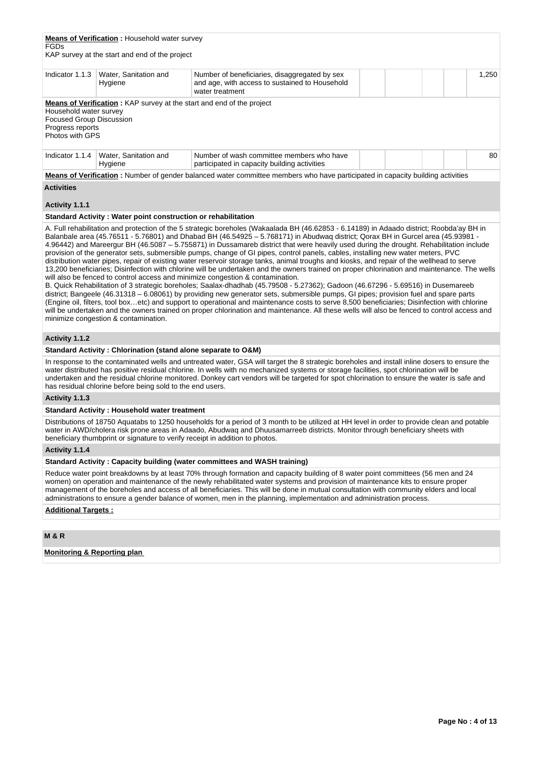**Means of Verification :** Household water survey
FGDs
KAP survey at the start and end of the project

| Indicator 1.1.3 | Water, Sanitation and Hygiene | Number of beneficiaries, disaggregated by sex and age, with access to sustained to Household water treatment | | | | | 1,250 |
|---|---|---|---|---|---|---|---|

**Means of Verification :** KAP survey at the start and end of the project
Household water survey
Focused Group Discussion
Progress reports
Photos with GPS

| Indicator 1.1.4 | Water, Sanitation and Hygiene | Number of wash committee members who have participated in capacity building activities | | | | | 80 |
|---|---|---|---|---|---|---|---|

**Means of Verification :** Number of gender balanced water committee members who have participated in capacity building activities

**Activities**

**Activity 1.1.1**

**Standard Activity : Water point construction or rehabilitation**

A. Full rehabilitation and protection of the 5 strategic boreholes (Wakaalada BH (46.62853 - 6.14189) in Adaado district; Roobda'ay BH in Balanbale area (45.76511 - 5.76801) and Dhabad BH (46.54925 – 5.768171) in Abudwaq district; Qorax BH in Gurcel area (45.93981 - 4.96442) and Mareergur BH (46.5087 – 5.755871) in Dussamareb district that were heavily used during the drought. Rehabilitation include provision of the generator sets, submersible pumps, change of GI pipes, control panels, cables, installing new water meters, PVC distribution water pipes, repair of existing water reservoir storage tanks, animal troughs and kiosks, and repair of the wellhead to serve 13,200 beneficiaries; Disinfection with chlorine will be undertaken and the owners trained on proper chlorination and maintenance. The wells will also be fenced to control access and minimize congestion & contamination.
B. Quick Rehabilitation of 3 strategic boreholes; Saalax-dhadhab (45.79508 - 5.27362); Gadoon (46.67296 - 5.69516) in Dusemareeb district; Bangeele (46.31318 – 6.08061) by providing new generator sets, submersible pumps, GI pipes; provision fuel and spare parts (Engine oil, filters, tool box…etc) and support to operational and maintenance costs to serve 8,500 beneficiaries; Disinfection with chlorine will be undertaken and the owners trained on proper chlorination and maintenance. All these wells will also be fenced to control access and minimize congestion & contamination.

**Activity 1.1.2**

**Standard Activity : Chlorination (stand alone separate to O&M)**

In response to the contaminated wells and untreated water, GSA will target the 8 strategic boreholes and install inline dosers to ensure the water distributed has positive residual chlorine. In wells with no mechanized systems or storage facilities, spot chlorination will be undertaken and the residual chlorine monitored. Donkey cart vendors will be targeted for spot chlorination to ensure the water is safe and has residual chlorine before being sold to the end users.

**Activity 1.1.3**

**Standard Activity : Household water treatment**

Distributions of 18750 Aquatabs to 1250 households for a period of 3 month to be utilized at HH level in order to provide clean and potable water in AWD/cholera risk prone areas in Adaado, Abudwaq and Dhuusamarreeb districts. Monitor through beneficiary sheets with beneficiary thumbprint or signature to verify receipt in addition to photos.

**Activity 1.1.4**

**Standard Activity : Capacity building (water committees and WASH training)**

Reduce water point breakdowns by at least 70% through formation and capacity building of 8 water point committees (56 men and 24 women) on operation and maintenance of the newly rehabilitated water systems and provision of maintenance kits to ensure proper management of the boreholes and access of all beneficiaries. This will be done in mutual consultation with community elders and local administrations to ensure a gender balance of women, men in the planning, implementation and administration process.

**Additional Targets :**

**M & R**

**Monitoring & Reporting plan**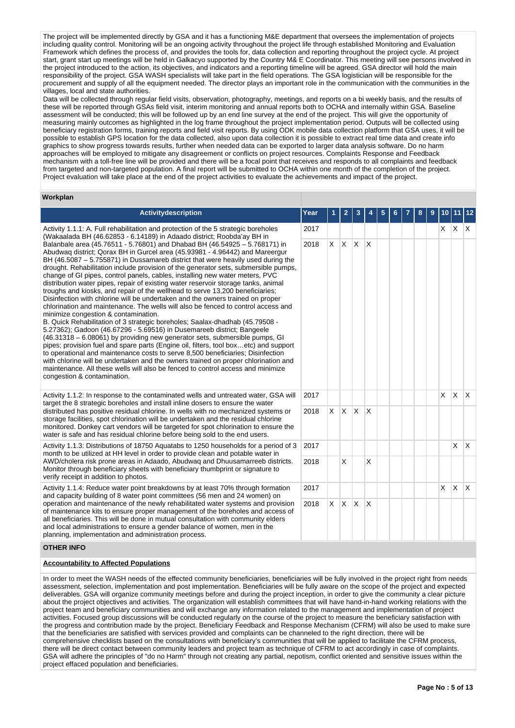The project will be implemented directly by GSA and it has a functioning M&E department that oversees the implementation of projects including quality control. Monitoring will be an ongoing activity throughout the project life through established Monitoring and Evaluation Framework which defines the process of, and provides the tools for, data collection and reporting throughout the project cycle. At project start, grant start up meetings will be held in Galkacyo supported by the Country M& E Coordinator. This meeting will see persons involved in the project introduced to the action, its objectives, and indicators and a reporting timeline will be agreed. GSA director will hold the main responsibility of the project. GSA WASH specialists will take part in the field operations. The GSA logistician will be responsible for the procurement and supply of all the equipment needed. The director plays an important role in the communication with the communities in the villages, local and state authorities.
Data will be collected through regular field visits, observation, photography, meetings, and reports on a bi weekly basis, and the results of these will be reported through GSAs field visit, interim monitoring and annual reports both to OCHA and internally within GSA. Baseline assessment will be conducted; this will be followed up by an end line survey at the end of the project. This will give the opportunity of measuring mainly outcomes as highlighted in the log frame throughout the project implementation period. Outputs will be collected using beneficiary registration forms, training reports and field visit reports. By using ODK mobile data collection platform that GSA uses, it will be possible to establish GPS location for the data collected, also upon data collection it is possible to extract real time data and create info graphics to show progress towards results, further when needed data can be exported to larger data analysis software. Do no harm approaches will be employed to mitigate any disagreement or conflicts on project resources. Complaints Response and Feedback mechanism with a toll-free line will be provided and there will be a focal point that receives and responds to all complaints and feedback from targeted and non-targeted population. A final report will be submitted to OCHA within one month of the completion of the project. Project evaluation will take place at the end of the project activities to evaluate the achievements and impact of the project.

**Workplan**

| Activitydescription | Year | 1 | 2 | 3 | 4 | 5 | 6 | 7 | 8 | 9 | 10 | 11 | 12 |
|---|---|---|---|---|---|---|---|---|---|---|---|---|---|
| Activity 1.1.1: A. Full rehabilitation and protection of the 5 strategic boreholes (Wakaalada BH (46.62853 - 6.14189) in Adaado district; Roobda'ay BH in Balanbale area (45.76511 - 5.76801) and Dhabad BH (46.54925 – 5.768171) in Abudwaq district; Qorax BH in Gurcel area (45.93981 - 4.96442) and Mareergur BH (46.5087 – 5.755871) in Dussamareb district that were heavily used during the drought. Rehabilitation include provision of the generator sets, submersible pumps, change of GI pipes, control panels, cables, installing new water meters, PVC distribution water pipes, repair of existing water reservoir storage tanks, animal troughs and kiosks, and repair of the wellhead to serve 13,200 beneficiaries; Disinfection with chlorine will be undertaken and the owners trained on proper chlorination and maintenance. The wells will also be fenced to control access and minimize congestion & contamination.<br>B. Quick Rehabilitation of 3 strategic boreholes; Saalax-dhadhab (45.79508 - 5.27362); Gadoon (46.67296 - 5.69516) in Dusemareeb district; Bangeele (46.31318 – 6.08061) by providing new generator sets, submersible pumps, GI pipes; provision fuel and spare parts (Engine oil, filters, tool box…etc) and support to operational and maintenance costs to serve 8,500 beneficiaries; Disinfection with chlorine will be undertaken and the owners trained on proper chlorination and maintenance. All these wells will also be fenced to control access and minimize congestion & contamination. | 2017 | | | | | | | | | | X | X | X |
| | 2018 | X | X | X | X | | | | | | | | |
| Activity 1.1.2: In response to the contaminated wells and untreated water, GSA will target the 8 strategic boreholes and install inline dosers to ensure the water distributed has positive residual chlorine. In wells with no mechanized systems or storage facilities, spot chlorination will be undertaken and the residual chlorine monitored. Donkey cart vendors will be targeted for spot chlorination to ensure the water is safe and has residual chlorine before being sold to the end users. | 2017 | | | | | | | | | | X | X | X |
| | 2018 | X | X | X | X | | | | | | | | |
| Activity 1.1.3: Distributions of 18750 Aquatabs to 1250 households for a period of 3 month to be utilized at HH level in order to provide clean and potable water in AWD/cholera risk prone areas in Adaado, Abudwaq and Dhuusamarreeb districts. Monitor through beneficiary sheets with beneficiary thumbprint or signature to verify receipt in addition to photos. | 2017 | | | | | | | | | | | X | X |
| | 2018 | | X | | X | | | | | | | | |
| Activity 1.1.4: Reduce water point breakdowns by at least 70% through formation and capacity building of 8 water point committees (56 men and 24 women) on operation and maintenance of the newly rehabilitated water systems and provision of maintenance kits to ensure proper management of the boreholes and access of all beneficiaries. This will be done in mutual consultation with community elders and local administrations to ensure a gender balance of women, men in the planning, implementation and administration process. | 2017 | | | | | | | | | | X | X | X |
| | 2018 | X | X | X | X | | | | | | | | |

**OTHER INFO**

**Accountability to Affected Populations**

In order to meet the WASH needs of the effected community beneficiaries, beneficiaries will be fully involved in the project right from needs assessment, selection, implementation and post implementation. Beneficiaries will be fully aware on the scope of the project and expected deliverables. GSA will organize community meetings before and during the project inception, in order to give the community a clear picture about the project objectives and activities. The organization will establish committees that will have hand-in-hand working relations with the project team and beneficiary communities and will exchange any information related to the management and implementation of project activities. Focused group discussions will be conducted regularly on the course of the project to measure the beneficiary satisfaction with the progress and contribution made by the project. Beneficiary Feedback and Response Mechanism (CFRM) will also be used to make sure that the beneficiaries are satisfied with services provided and complaints can be channeled to the right direction, there will be comprehensive checklists based on the consultations with beneficiary's communities that will be applied to facilitate the CFRM process, there will be direct contact between community leaders and project team as technique of CFRM to act accordingly in case of complaints. GSA will adhere the principles of "do no Harm" through not creating any partial, nepotism, conflict oriented and sensitive issues within the project effaced population and beneficiaries.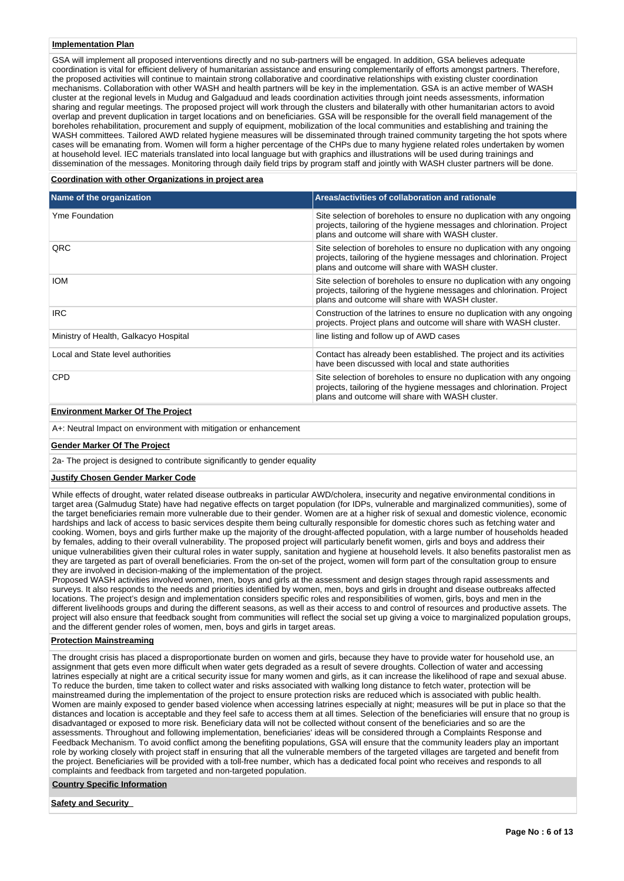**Implementation Plan**

GSA will implement all proposed interventions directly and no sub-partners will be engaged. In addition, GSA believes adequate coordination is vital for efficient delivery of humanitarian assistance and ensuring complementarily of efforts amongst partners. Therefore, the proposed activities will continue to maintain strong collaborative and coordinative relationships with existing cluster coordination mechanisms. Collaboration with other WASH and health partners will be key in the implementation. GSA is an active member of WASH cluster at the regional levels in Mudug and Galgaduud and leads coordination activities through joint needs assessments, information sharing and regular meetings. The proposed project will work through the clusters and bilaterally with other humanitarian actors to avoid overlap and prevent duplication in target locations and on beneficiaries. GSA will be responsible for the overall field management of the boreholes rehabilitation, procurement and supply of equipment, mobilization of the local communities and establishing and training the WASH committees. Tailored AWD related hygiene measures will be disseminated through trained community targeting the hot spots where cases will be emanating from. Women will form a higher percentage of the CHPs due to many hygiene related roles undertaken by women at household level. IEC materials translated into local language but with graphics and illustrations will be used during trainings and dissemination of the messages. Monitoring through daily field trips by program staff and jointly with WASH cluster partners will be done.

**Coordination with other Organizations in project area**

| Name of the organization | Areas/activities of collaboration and rationale |
| --- | --- |
| Yme Foundation | Site selection of boreholes to ensure no duplication with any ongoing projects, tailoring of the hygiene messages and chlorination. Project plans and outcome will share with WASH cluster. |
| QRC | Site selection of boreholes to ensure no duplication with any ongoing projects, tailoring of the hygiene messages and chlorination. Project plans and outcome will share with WASH cluster. |
| IOM | Site selection of boreholes to ensure no duplication with any ongoing projects, tailoring of the hygiene messages and chlorination. Project plans and outcome will share with WASH cluster. |
| IRC | Construction of the latrines to ensure no duplication with any ongoing projects. Project plans and outcome will share with WASH cluster. |
| Ministry of Health, Galkacyo Hospital | line listing and follow up of AWD cases |
| Local and State level authorities | Contact has already been established. The project and its activities have been discussed with local and state authorities |
| CPD | Site selection of boreholes to ensure no duplication with any ongoing projects, tailoring of the hygiene messages and chlorination. Project plans and outcome will share with WASH cluster. |

**Environment Marker Of The Project**

A+: Neutral Impact on environment with mitigation or enhancement

**Gender Marker Of The Project**

2a- The project is designed to contribute significantly to gender equality

**Justify Chosen Gender Marker Code**

While effects of drought, water related disease outbreaks in particular AWD/cholera, insecurity and negative environmental conditions in target area (Galmudug State) have had negative effects on target population (for IDPs, vulnerable and marginalized communities), some of the target beneficiaries remain more vulnerable due to their gender. Women are at a higher risk of sexual and domestic violence, economic hardships and lack of access to basic services despite them being culturally responsible for domestic chores such as fetching water and cooking. Women, boys and girls further make up the majority of the drought-affected population, with a large number of households headed by females, adding to their overall vulnerability. The proposed project will particularly benefit women, girls and boys and address their unique vulnerabilities given their cultural roles in water supply, sanitation and hygiene at household levels. It also benefits pastoralist men as they are targeted as part of overall beneficiaries. From the on-set of the project, women will form part of the consultation group to ensure they are involved in decision-making of the implementation of the project.
Proposed WASH activities involved women, men, boys and girls at the assessment and design stages through rapid assessments and surveys. It also responds to the needs and priorities identified by women, men, boys and girls in drought and disease outbreaks affected locations. The project's design and implementation considers specific roles and responsibilities of women, girls, boys and men in the different livelihoods groups and during the different seasons, as well as their access to and control of resources and productive assets. The project will also ensure that feedback sought from communities will reflect the social set up giving a voice to marginalized population groups, and the different gender roles of women, men, boys and girls in target areas.

**Protection Mainstreaming**

The drought crisis has placed a disproportionate burden on women and girls, because they have to provide water for household use, an assignment that gets even more difficult when water gets degraded as a result of severe droughts. Collection of water and accessing latrines especially at night are a critical security issue for many women and girls, as it can increase the likelihood of rape and sexual abuse. To reduce the burden, time taken to collect water and risks associated with walking long distance to fetch water, protection will be mainstreamed during the implementation of the project to ensure protection risks are reduced which is associated with public health. Women are mainly exposed to gender based violence when accessing latrines especially at night; measures will be put in place so that the distances and location is acceptable and they feel safe to access them at all times. Selection of the beneficiaries will ensure that no group is disadvantaged or exposed to more risk. Beneficiary data will not be collected without consent of the beneficiaries and so are the assessments. Throughout and following implementation, beneficiaries' ideas will be considered through a Complaints Response and Feedback Mechanism. To avoid conflict among the benefiting populations, GSA will ensure that the community leaders play an important role by working closely with project staff in ensuring that all the vulnerable members of the targeted villages are targeted and benefit from the project. Beneficiaries will be provided with a toll-free number, which has a dedicated focal point who receives and responds to all complaints and feedback from targeted and non-targeted population.

**Country Specific Information**

**Safety and Security**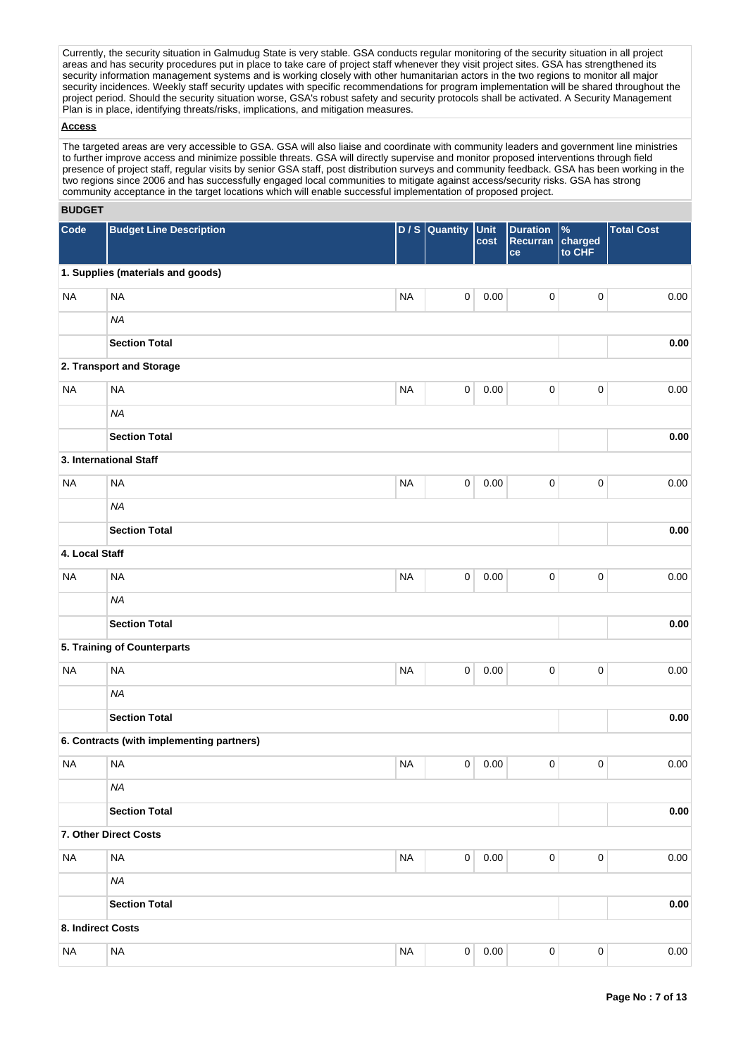Currently, the security situation in Galmudug State is very stable. GSA conducts regular monitoring of the security situation in all project areas and has security procedures put in place to take care of project staff whenever they visit project sites. GSA has strengthened its security information management systems and is working closely with other humanitarian actors in the two regions to monitor all major security incidences. Weekly staff security updates with specific recommendations for program implementation will be shared throughout the project period. Should the security situation worse, GSA's robust safety and security protocols shall be activated. A Security Management Plan is in place, identifying threats/risks, implications, and mitigation measures.

**Access**

The targeted areas are very accessible to GSA. GSA will also liaise and coordinate with community leaders and government line ministries to further improve access and minimize possible threats. GSA will directly supervise and monitor proposed interventions through field presence of project staff, regular visits by senior GSA staff, post distribution surveys and community feedback. GSA has been working in the two regions since 2006 and has successfully engaged local communities to mitigate against access/security risks. GSA has strong community acceptance in the target locations which will enable successful implementation of proposed project.

## BUDGET

| Code | Budget Line Description | D / S | Quantity | Unit cost | Duration Recurrance | % charged to CHF | Total Cost |
|---|---|---|---|---|---|---|---|
| **1. Supplies (materials and goods)** | | | | | | | |
| NA | NA | NA | 0 | 0.00 | 0 | 0 | 0.00 |
| | *NA* | | | | | | |
| | **Section Total** | | | | | | **0.00** |
| **2. Transport and Storage** | | | | | | | |
| NA | NA | NA | 0 | 0.00 | 0 | 0 | 0.00 |
| | *NA* | | | | | | |
| | **Section Total** | | | | | | **0.00** |
| **3. International Staff** | | | | | | | |
| NA | NA | NA | 0 | 0.00 | 0 | 0 | 0.00 |
| | *NA* | | | | | | |
| | **Section Total** | | | | | | **0.00** |
| **4. Local Staff** | | | | | | | |
| NA | NA | NA | 0 | 0.00 | 0 | 0 | 0.00 |
| | *NA* | | | | | | |
| | **Section Total** | | | | | | **0.00** |
| **5. Training of Counterparts** | | | | | | | |
| NA | NA | NA | 0 | 0.00 | 0 | 0 | 0.00 |
| | *NA* | | | | | | |
| | **Section Total** | | | | | | **0.00** |
| **6. Contracts (with implementing partners)** | | | | | | | |
| NA | NA | NA | 0 | 0.00 | 0 | 0 | 0.00 |
| | *NA* | | | | | | |
| | **Section Total** | | | | | | **0.00** |
| **7. Other Direct Costs** | | | | | | | |
| NA | NA | NA | 0 | 0.00 | 0 | 0 | 0.00 |
| | *NA* | | | | | | |
| | **Section Total** | | | | | | **0.00** |
| **8. Indirect Costs** | | | | | | | |
| NA | NA | NA | 0 | 0.00 | 0 | 0 | 0.00 |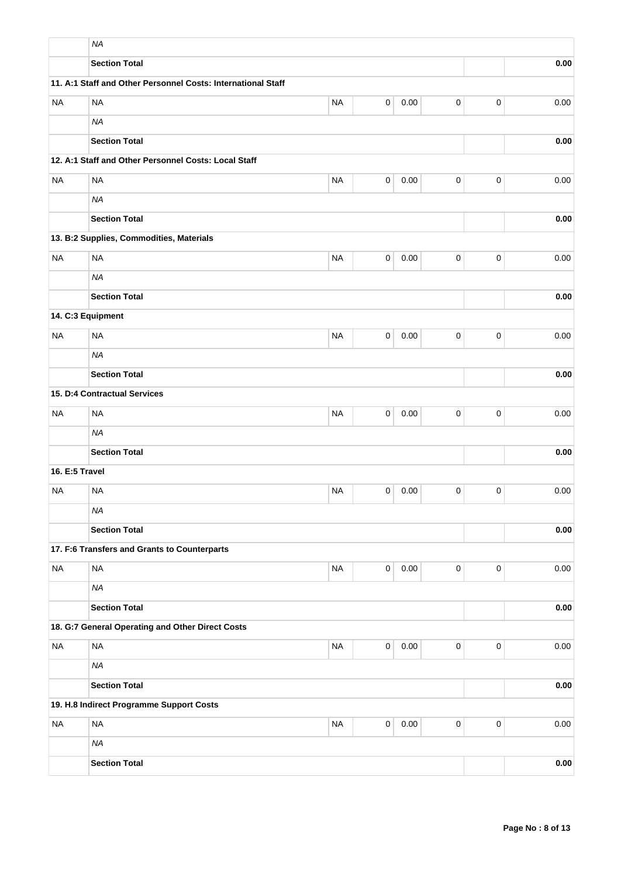| | | | | | | | |
|---|---|---|---|---|---|---|---|
| | *NA* | | | | | | |
| | **Section Total** | | | | | | **0.00** |
| **11. A:1 Staff and Other Personnel Costs: International Staff** | | | | | | | |
| NA | NA | NA | 0 | 0.00 | 0 | 0 | 0.00 |
| | *NA* | | | | | | |
| | **Section Total** | | | | | | **0.00** |
| **12. A:1 Staff and Other Personnel Costs: Local Staff** | | | | | | | |
| NA | NA | NA | 0 | 0.00 | 0 | 0 | 0.00 |
| | *NA* | | | | | | |
| | **Section Total** | | | | | | **0.00** |
| **13. B:2 Supplies, Commodities, Materials** | | | | | | | |
| NA | NA | NA | 0 | 0.00 | 0 | 0 | 0.00 |
| | *NA* | | | | | | |
| | **Section Total** | | | | | | **0.00** |
| **14. C:3 Equipment** | | | | | | | |
| NA | NA | NA | 0 | 0.00 | 0 | 0 | 0.00 |
| | *NA* | | | | | | |
| | **Section Total** | | | | | | **0.00** |
| **15. D:4 Contractual Services** | | | | | | | |
| NA | NA | NA | 0 | 0.00 | 0 | 0 | 0.00 |
| | *NA* | | | | | | |
| | **Section Total** | | | | | | **0.00** |
| **16. E:5 Travel** | | | | | | | |
| NA | NA | NA | 0 | 0.00 | 0 | 0 | 0.00 |
| | *NA* | | | | | | |
| | **Section Total** | | | | | | **0.00** |
| **17. F:6 Transfers and Grants to Counterparts** | | | | | | | |
| NA | NA | NA | 0 | 0.00 | 0 | 0 | 0.00 |
| | *NA* | | | | | | |
| | **Section Total** | | | | | | **0.00** |
| **18. G:7 General Operating and Other Direct Costs** | | | | | | | |
| NA | NA | NA | 0 | 0.00 | 0 | 0 | 0.00 |
| | *NA* | | | | | | |
| | **Section Total** | | | | | | **0.00** |
| **19. H.8 Indirect Programme Support Costs** | | | | | | | |
| NA | NA | NA | 0 | 0.00 | 0 | 0 | 0.00 |
| | *NA* | | | | | | |
| | **Section Total** | | | | | | **0.00** |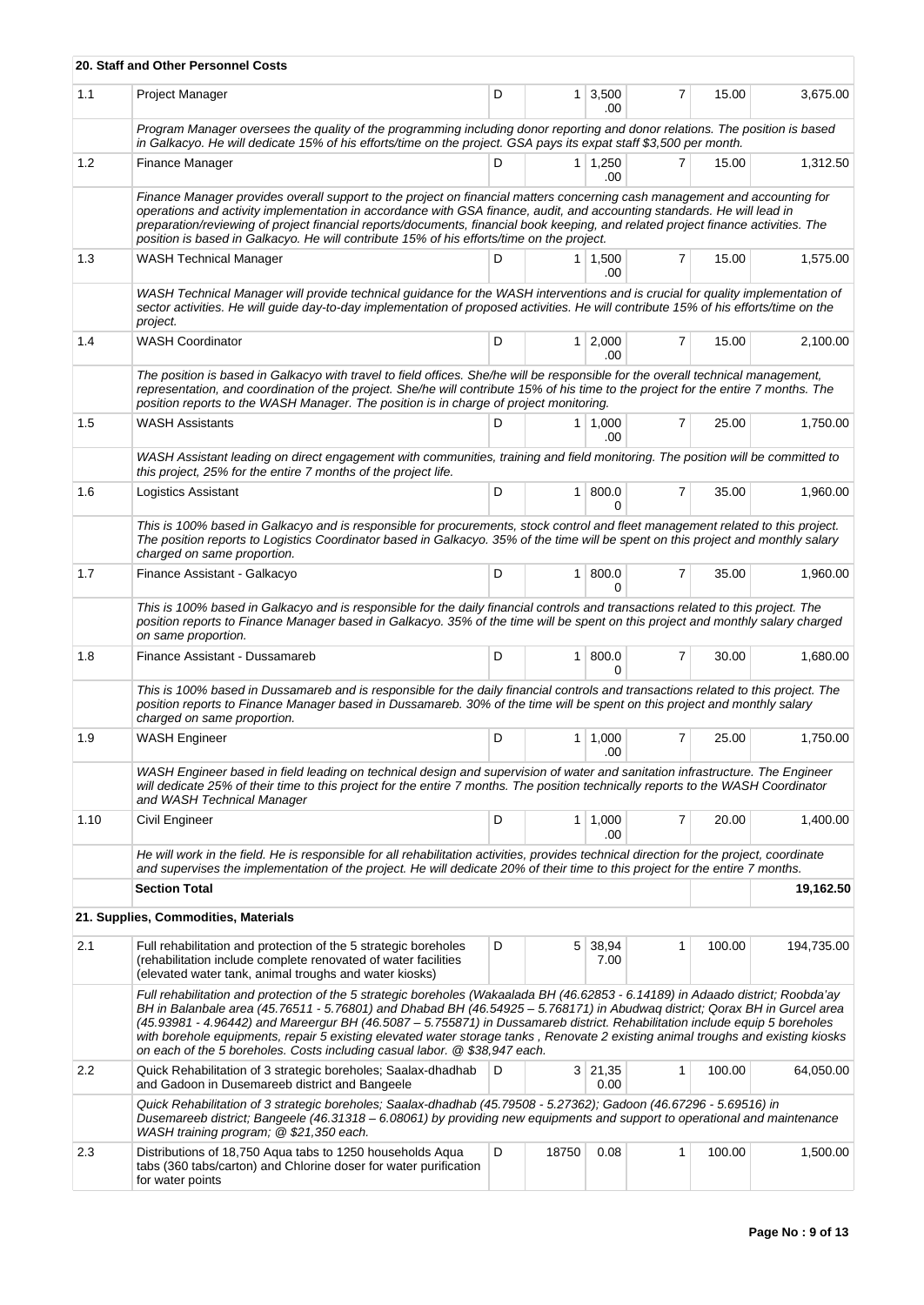| | **20. Staff and Other Personnel Costs** | | | | | | |
|---|---|---|---|---|---|---|---|
| 1.1 | Project Manager | D | 1 | 3,500.00 | 7 | 15.00 | 3,675.00 |
| | *Program Manager oversees the quality of the programming including donor reporting and donor relations. The position is based in Galkacyo. He will dedicate 15% of his efforts/time on the project. GSA pays its expat staff $3,500 per month.* | | | | | | |
| 1.2 | Finance Manager | D | 1 | 1,250.00 | 7 | 15.00 | 1,312.50 |
| | *Finance Manager provides overall support to the project on financial matters concerning cash management and accounting for operations and activity implementation in accordance with GSA finance, audit, and accounting standards. He will lead in preparation/reviewing of project financial reports/documents, financial book keeping, and related project finance activities. The position is based in Galkacyo. He will contribute 15% of his efforts/time on the project.* | | | | | | |
| 1.3 | WASH Technical Manager | D | 1 | 1,500.00 | 7 | 15.00 | 1,575.00 |
| | *WASH Technical Manager will provide technical guidance for the WASH interventions and is crucial for quality implementation of sector activities. He will guide day-to-day implementation of proposed activities. He will contribute 15% of his efforts/time on the project.* | | | | | | |
| 1.4 | WASH Coordinator | D | 1 | 2,000.00 | 7 | 15.00 | 2,100.00 |
| | *The position is based in Galkacyo with travel to field offices. She/he will be responsible for the overall technical management, representation, and coordination of the project. She/he will contribute 15% of his time to the project for the entire 7 months. The position reports to the WASH Manager. The position is in charge of project monitoring.* | | | | | | |
| 1.5 | WASH Assistants | D | 1 | 1,000.00 | 7 | 25.00 | 1,750.00 |
| | *WASH Assistant leading on direct engagement with communities, training and field monitoring. The position will be committed to this project, 25% for the entire 7 months of the project life.* | | | | | | |
| 1.6 | Logistics Assistant | D | 1 | 800.00 | 7 | 35.00 | 1,960.00 |
| | *This is 100% based in Galkacyo and is responsible for procurements, stock control and fleet management related to this project. The position reports to Logistics Coordinator based in Galkacyo. 35% of the time will be spent on this project and monthly salary charged on same proportion.* | | | | | | |
| 1.7 | Finance Assistant - Galkacyo | D | 1 | 800.00 | 7 | 35.00 | 1,960.00 |
| | *This is 100% based in Galkacyo and is responsible for the daily financial controls and transactions related to this project. The position reports to Finance Manager based in Galkacyo. 35% of the time will be spent on this project and monthly salary charged on same proportion.* | | | | | | |
| 1.8 | Finance Assistant - Dussamareb | D | 1 | 800.00 | 7 | 30.00 | 1,680.00 |
| | *This is 100% based in Dussamareb and is responsible for the daily financial controls and transactions related to this project. The position reports to Finance Manager based in Dussamareb. 30% of the time will be spent on this project and monthly salary charged on same proportion.* | | | | | | |
| 1.9 | WASH Engineer | D | 1 | 1,000.00 | 7 | 25.00 | 1,750.00 |
| | *WASH Engineer based in field leading on technical design and supervision of water and sanitation infrastructure. The Engineer will dedicate 25% of their time to this project for the entire 7 months. The position technically reports to the WASH Coordinator and WASH Technical Manager* | | | | | | |
| 1.10 | Civil Engineer | D | 1 | 1,000.00 | 7 | 20.00 | 1,400.00 |
| | *He will work in the field. He is responsible for all rehabilitation activities, provides technical direction for the project, coordinate and supervises the implementation of the project. He will dedicate 20% of their time to this project for the entire 7 months.* | | | | | | |
| | **Section Total** | | | | | | **19,162.50** |
| | **21. Supplies, Commodities, Materials** | | | | | | |
| 2.1 | Full rehabilitation and protection of the 5 strategic boreholes (rehabilitation include complete renovated of water facilities (elevated water tank, animal troughs and water kiosks) | D | 5 | 38,947.00 | 1 | 100.00 | 194,735.00 |
| | *Full rehabilitation and protection of the 5 strategic boreholes (Wakaalada BH (46.62853 - 6.14189) in Adaado district; Roobda'ay BH in Balanbale area (45.76511 - 5.76801) and Dhabad BH (46.54925 – 5.768171) in Abudwaq district; Qorax BH in Gurcel area (45.93981 - 4.96442) and Mareergur BH (46.5087 – 5.755871) in Dussamareb district. Rehabilitation include equip 5 boreholes with borehole equipments, repair 5 existing elevated water storage tanks , Renovate 2 existing animal troughs and existing kiosks on each of the 5 boreholes. Costs including casual labor. @ $38,947 each.* | | | | | | |
| 2.2 | Quick Rehabilitation of 3 strategic boreholes; Saalax-dhadhab and Gadoon in Dusemareeb district and Bangeele | D | 3 | 21,350.00 | 1 | 100.00 | 64,050.00 |
| | *Quick Rehabilitation of 3 strategic boreholes; Saalax-dhadhab (45.79508 - 5.27362); Gadoon (46.67296 - 5.69516) in Dusemareeb district; Bangeele (46.31318 – 6.08061) by providing new equipments and support to operational and maintenance WASH training program; @ $21,350 each.* | | | | | | |
| 2.3 | Distributions of 18,750 Aqua tabs to 1250 households Aqua tabs (360 tabs/carton) and Chlorine doser for water purification for water points | D | 18750 | 0.08 | 1 | 100.00 | 1,500.00 |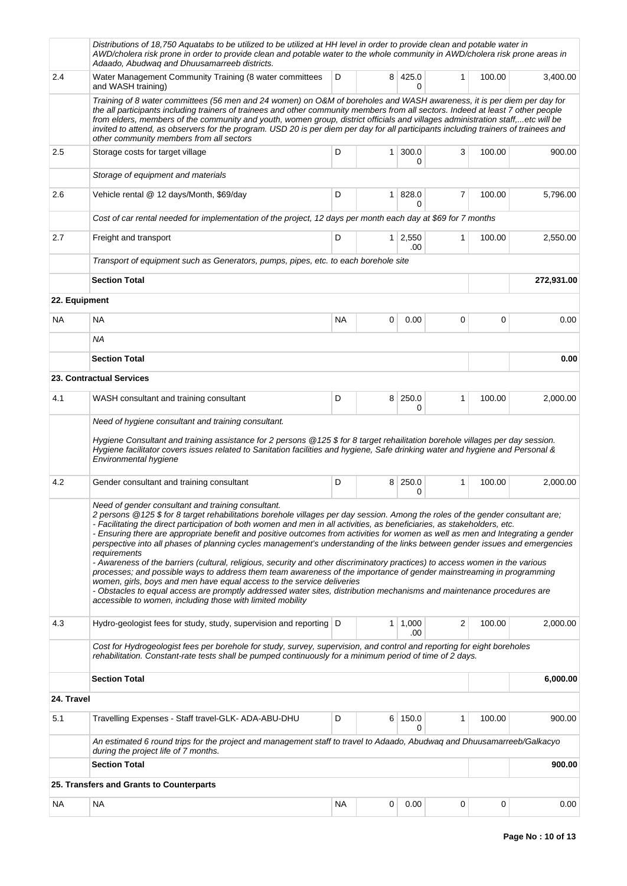| | | | | | | | |
|---|---|---|---|---|---|---|---|
| | *Distributions of 18,750 Aquatabs to be utilized to be utilized at HH level in order to provide clean and potable water in AWD/cholera risk prone in order to provide clean and potable water to the whole community in AWD/cholera risk prone areas in Adaado, Abudwaq and Dhuusamarreeb districts.* | | | | | | |
| 2.4 | Water Management Community Training (8 water committees and WASH training) | D | 8 | 425.00 | 1 | 100.00 | 3,400.00 |
| | *Training of 8 water committees (56 men and 24 women) on O&M of boreholes and WASH awareness, it is per diem per day for the all participants including trainers of trainees and other community members from all sectors. Indeed at least 7 other people from elders, members of the community and youth, women group, district officials and villages administration staff,...etc will be invited to attend, as observers for the program. USD 20 is per diem per day for all participants including trainers of trainees and other community members from all sectors* | | | | | | |
| 2.5 | Storage costs for target village | D | 1 | 300.00 | 3 | 100.00 | 900.00 |
| | *Storage of equipment and materials* | | | | | | |
| 2.6 | Vehicle rental @ 12 days/Month, $69/day | D | 1 | 828.00 | 7 | 100.00 | 5,796.00 |
| | *Cost of car rental needed for implementation of the project, 12 days per month each day at $69 for 7 months* | | | | | | |
| 2.7 | Freight and transport | D | 1 | 2,550.00 | 1 | 100.00 | 2,550.00 |
| | *Transport of equipment such as Generators, pumps, pipes, etc. to each borehole site* | | | | | | |
| | **Section Total** | | | | | | **272,931.00** |
| **22. Equipment** | | | | | | | |
| NA | NA | NA | 0 | 0.00 | 0 | 0 | 0.00 |
| | *NA* | | | | | | |
| | **Section Total** | | | | | | **0.00** |
| | **23. Contractual Services** | | | | | | |
| 4.1 | WASH consultant and training consultant | D | 8 | 250.00 | 1 | 100.00 | 2,000.00 |
| | *Need of hygiene consultant and training consultant.*<br><br>*Hygiene Consultant and training assistance for 2 persons @125 $ for 8 target rehailitation borehole villages per day session. Hygiene facilitator covers issues related to Sanitation facilities and hygiene, Safe drinking water and hygiene and Personal & Environmental hygiene* | | | | | | |
| 4.2 | Gender consultant and training consultant | D | 8 | 250.00 | 1 | 100.00 | 2,000.00 |
| | *Need of gender consultant and training consultant.*<br>*2 persons @125 $ for 8 target rehabilitations borehole villages per day session. Among the roles of the gender consultant are;*<br>*- Facilitating the direct participation of both women and men in all activities, as beneficiaries, as stakeholders, etc.*<br>*- Ensuring there are appropriate benefit and positive outcomes from activities for women as well as men and Integrating a gender perspective into all phases of planning cycles management's understanding of the links between gender issues and emergencies requirements*<br>*- Awareness of the barriers (cultural, religious, security and other discriminatory practices) to access women in the various processes; and possible ways to address them team awareness of the importance of gender mainstreaming in programming women, girls, boys and men have equal access to the service deliveries*<br>*- Obstacles to equal access are promptly addressed water sites, distribution mechanisms and maintenance procedures are accessible to women, including those with limited mobility* | | | | | | |
| 4.3 | Hydro-geologist fees for study, study, supervision and reporting | D | 1 | 1,000.00 | 2 | 100.00 | 2,000.00 |
| | *Cost for Hydrogeologist fees per borehole for study, survey, supervision, and control and reporting for eight boreholes rehabilitation. Constant-rate tests shall be pumped continuously for a minimum period of time of 2 days.* | | | | | | |
| | **Section Total** | | | | | | **6,000.00** |
| **24. Travel** | | | | | | | |
| 5.1 | Travelling Expenses - Staff travel-GLK- ADA-ABU-DHU | D | 6 | 150.00 | 1 | 100.00 | 900.00 |
| | *An estimated 6 round trips for the project and management staff to travel to Adaado, Abudwaq and Dhuusamarreeb/Galkacyo during the project life of 7 months.* | | | | | | |
| | **Section Total** | | | | | | **900.00** |
| | **25. Transfers and Grants to Counterparts** | | | | | | |
| NA | NA | NA | 0 | 0.00 | 0 | 0 | 0.00 |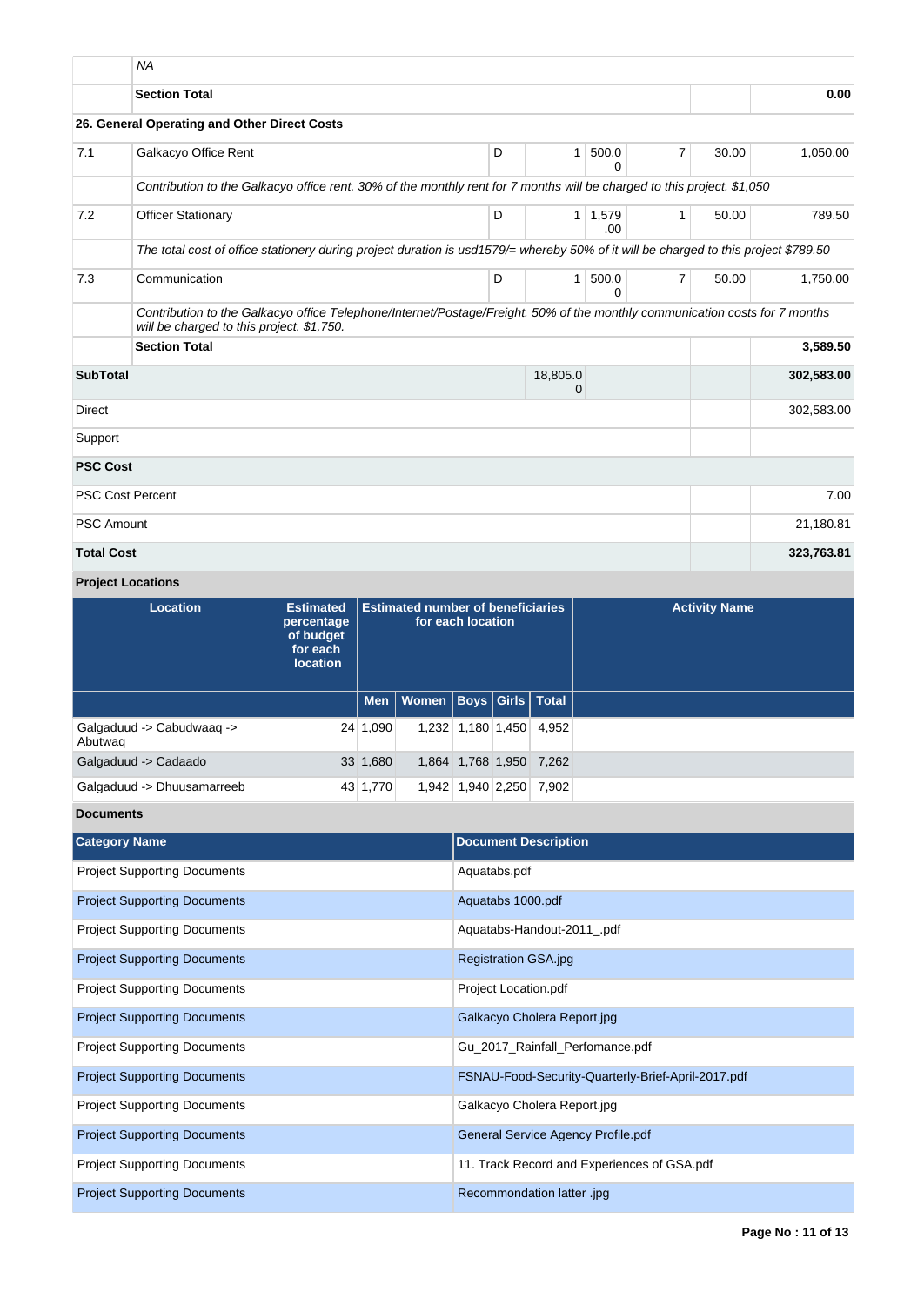| | | | | | | | |
|---|---|---|---|---|---|---|---|
| | *NA* | | | | | | |
| | **Section Total** | | | | | | **0.00** |
| **26. General Operating and Other Direct Costs** | | | | | | | |
| 7.1 | Galkacyo Office Rent | D | 1 | 500.00 | 7 | 30.00 | 1,050.00 |
| | *Contribution to the Galkacyo office rent. 30% of the monthly rent for 7 months will be charged to this project. $1,050* | | | | | | |
| 7.2 | Officer Stationary | D | 1 | 1,579.00 | 1 | 50.00 | 789.50 |
| | *The total cost of office stationery during project duration is usd1579/= whereby 50% of it will be charged to this project $789.50* | | | | | | |
| 7.3 | Communication | D | 1 | 500.00 | 7 | 50.00 | 1,750.00 |
| | *Contribution to the Galkacyo office Telephone/Internet/Postage/Freight. 50% of the monthly communication costs for 7 months will be charged to this project. $1,750.* | | | | | | |
| | **Section Total** | | | | | | **3,589.50** |
| **SubTotal** | | | 18,805.00 | | | | **302,583.00** |
| Direct | | | | | | | 302,583.00 |
| Support | | | | | | | |
| **PSC Cost** | | | | | | | |
| PSC Cost Percent | | | | | | | 7.00 |
| PSC Amount | | | | | | | 21,180.81 |
| **Total Cost** | | | | | | | **323,763.81** |

**Project Locations**

| Location | Estimated percentage of budget for each location | Estimated number of beneficiaries for each location | | | | | Activity Name |
|---|---|---|---|---|---|---|---|
| | | Men | Women | Boys | Girls | Total | |
| Galgaduud -> Cabudwaaq -> Abutwaq | 24 | 1,090 | 1,232 | 1,180 | 1,450 | 4,952 | |
| Galgaduud -> Cadaado | 33 | 1,680 | 1,864 | 1,768 | 1,950 | 7,262 | |
| Galgaduud -> Dhuusamarreeb | 43 | 1,770 | 1,942 | 1,940 | 2,250 | 7,902 | |

**Documents**

| Category Name | Document Description |
|---|---|
| Project Supporting Documents | Aquatabs.pdf |
| Project Supporting Documents | Aquatabs 1000.pdf |
| Project Supporting Documents | Aquatabs-Handout-2011_.pdf |
| Project Supporting Documents | Registration GSA.jpg |
| Project Supporting Documents | Project Location.pdf |
| Project Supporting Documents | Galkacyo Cholera Report.jpg |
| Project Supporting Documents | Gu_2017_Rainfall_Perfomance.pdf |
| Project Supporting Documents | FSNAU-Food-Security-Quarterly-Brief-April-2017.pdf |
| Project Supporting Documents | Galkacyo Cholera Report.jpg |
| Project Supporting Documents | General Service Agency Profile.pdf |
| Project Supporting Documents | 11. Track Record and Experiences of GSA.pdf |
| Project Supporting Documents | Recommondation latter .jpg |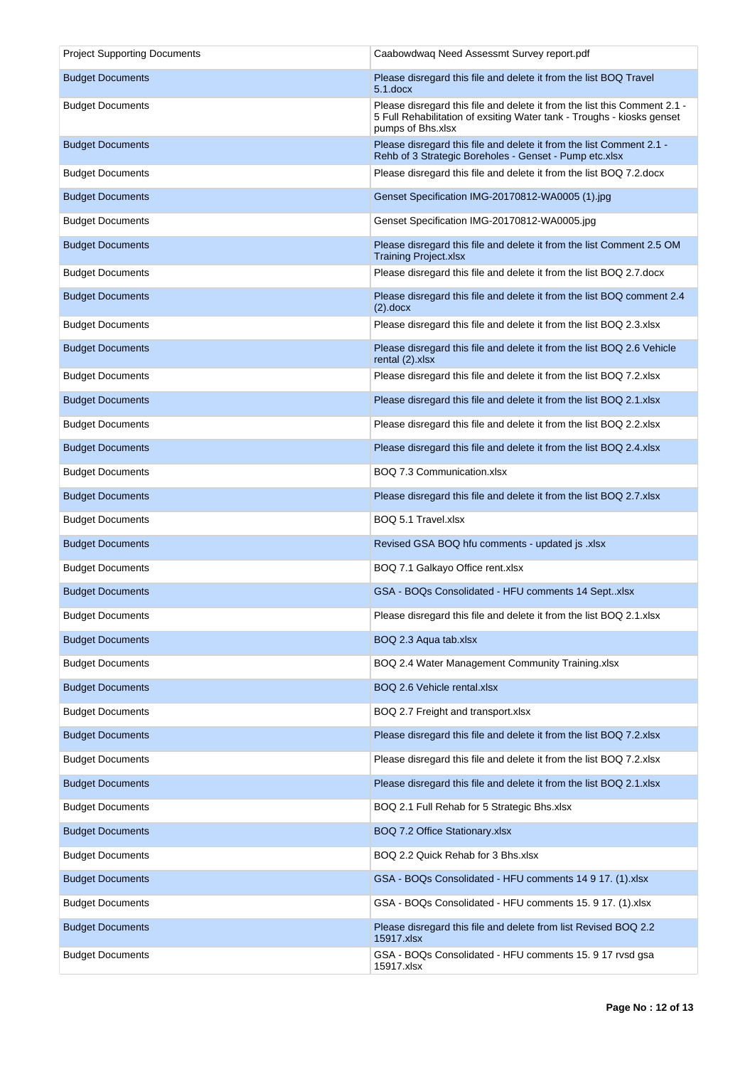| Project Supporting Documents | Caabowdwaq Need Assessmt Survey report.pdf |
|---|---|
| Budget Documents | Please disregard this file and delete it from the list BOQ Travel 5.1.docx |
| Budget Documents | Please disregard this file and delete it from the list this Comment 2.1 - 5 Full Rehabilitation of exsiting Water tank - Troughs - kiosks genset pumps of Bhs.xlsx |
| Budget Documents | Please disregard this file and delete it from the list Comment 2.1 - Rehb of 3 Strategic Boreholes - Genset - Pump etc.xlsx |
| Budget Documents | Please disregard this file and delete it from the list BOQ 7.2.docx |
| Budget Documents | Genset Specification IMG-20170812-WA0005 (1).jpg |
| Budget Documents | Genset Specification IMG-20170812-WA0005.jpg |
| Budget Documents | Please disregard this file and delete it from the list Comment 2.5 OM Training Project.xlsx |
| Budget Documents | Please disregard this file and delete it from the list BOQ 2.7.docx |
| Budget Documents | Please disregard this file and delete it from the list BOQ comment 2.4 (2).docx |
| Budget Documents | Please disregard this file and delete it from the list BOQ 2.3.xlsx |
| Budget Documents | Please disregard this file and delete it from the list BOQ 2.6 Vehicle rental (2).xlsx |
| Budget Documents | Please disregard this file and delete it from the list BOQ 7.2.xlsx |
| Budget Documents | Please disregard this file and delete it from the list BOQ 2.1.xlsx |
| Budget Documents | Please disregard this file and delete it from the list BOQ 2.2.xlsx |
| Budget Documents | Please disregard this file and delete it from the list BOQ 2.4.xlsx |
| Budget Documents | BOQ 7.3 Communication.xlsx |
| Budget Documents | Please disregard this file and delete it from the list BOQ 2.7.xlsx |
| Budget Documents | BOQ 5.1 Travel.xlsx |
| Budget Documents | Revised GSA BOQ hfu comments - updated js .xlsx |
| Budget Documents | BOQ 7.1 Galkayo Office rent.xlsx |
| Budget Documents | GSA - BOQs Consolidated - HFU comments 14 Sept..xlsx |
| Budget Documents | Please disregard this file and delete it from the list BOQ 2.1.xlsx |
| Budget Documents | BOQ 2.3 Aqua tab.xlsx |
| Budget Documents | BOQ 2.4 Water Management Community Training.xlsx |
| Budget Documents | BOQ 2.6 Vehicle rental.xlsx |
| Budget Documents | BOQ 2.7 Freight and transport.xlsx |
| Budget Documents | Please disregard this file and delete it from the list BOQ 7.2.xlsx |
| Budget Documents | Please disregard this file and delete it from the list BOQ 7.2.xlsx |
| Budget Documents | Please disregard this file and delete it from the list BOQ 2.1.xlsx |
| Budget Documents | BOQ 2.1 Full Rehab for 5 Strategic Bhs.xlsx |
| Budget Documents | BOQ 7.2 Office Stationary.xlsx |
| Budget Documents | BOQ 2.2 Quick Rehab for 3 Bhs.xlsx |
| Budget Documents | GSA - BOQs Consolidated - HFU comments 14 9 17. (1).xlsx |
| Budget Documents | GSA - BOQs Consolidated - HFU comments 15. 9 17. (1).xlsx |
| Budget Documents | Please disregard this file and delete from list Revised BOQ 2.2 15917.xlsx |
| Budget Documents | GSA - BOQs Consolidated - HFU comments 15. 9 17 rvsd gsa 15917.xlsx |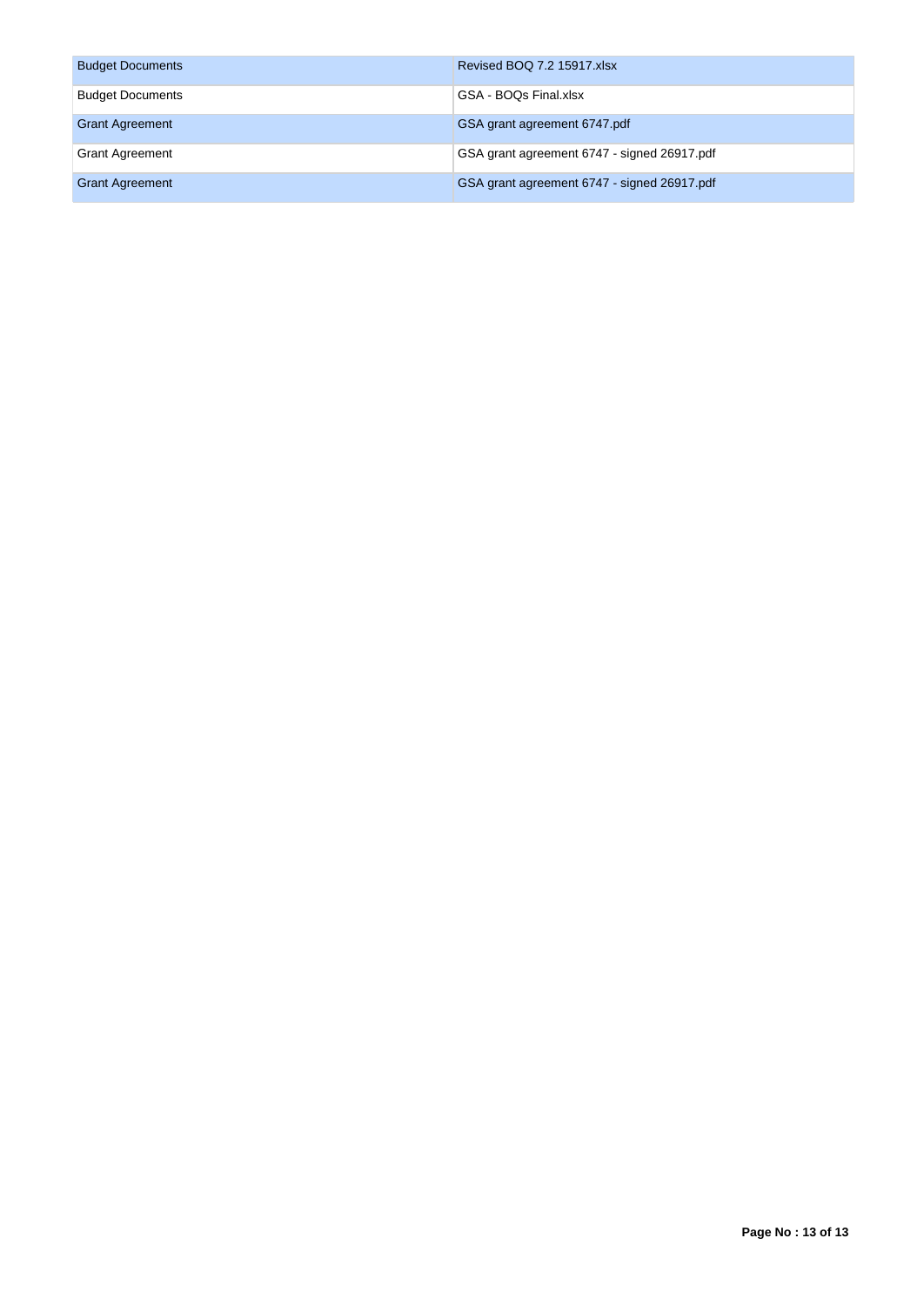| | |
|---|---|
| Budget Documents | Revised BOQ 7.2 15917.xlsx |
| Budget Documents | GSA - BOQs Final.xlsx |
| Grant Agreement | GSA grant agreement 6747.pdf |
| Grant Agreement | GSA grant agreement 6747 - signed 26917.pdf |
| Grant Agreement | GSA grant agreement 6747 - signed 26917.pdf |